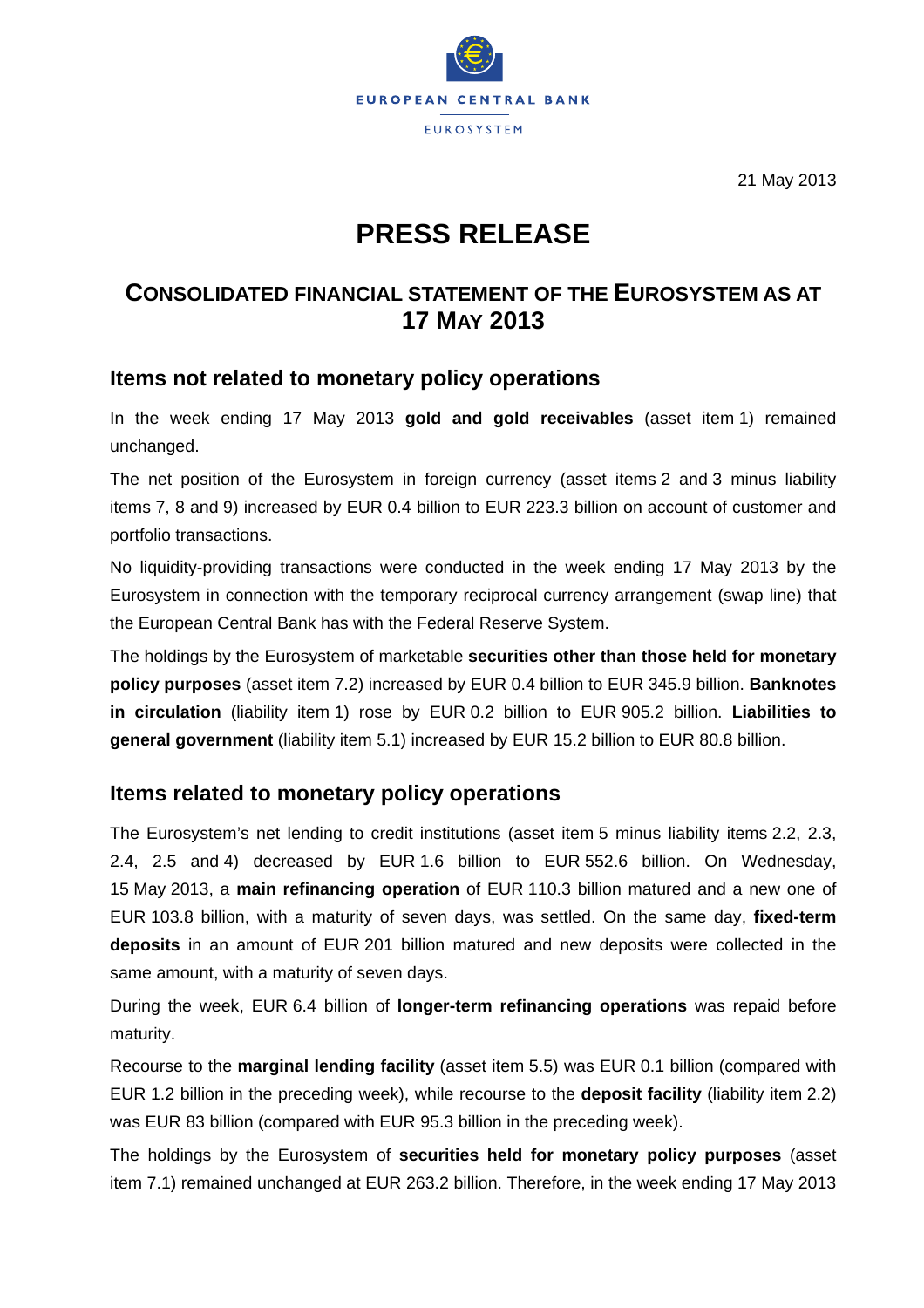EUROPEAN CENTRAL BANK

EUROSYSTEM

21 May 2013

# PRESS RELEASE

## CONSOLIDATED FINANCIAL STATEMENT OF THE EUROSYSTEM AS AT 17 MAY 2013

### Items not related to monetary policy operations

In the week ending 17 May 2013 **gold and gold receivables** (asset item 1) remained unchanged.

The net position of the Eurosystem in foreign currency (asset items 2 and 3 minus liability items 7, 8 and 9) increased by EUR 0.4 billion to EUR 223.3 billion on account of customer and portfolio transactions.

No liquidity-providing transactions were conducted in the week ending 17 May 2013 by the Eurosystem in connection with the temporary reciprocal currency arrangement (swap line) that the European Central Bank has with the Federal Reserve System.

The holdings by the Eurosystem of marketable **securities other than those held for monetary policy purposes** (asset item 7.2) increased by EUR 0.4 billion to EUR 345.9 billion. **Banknotes in circulation** (liability item 1) rose by EUR 0.2 billion to EUR 905.2 billion. **Liabilities to general government** (liability item 5.1) increased by EUR 15.2 billion to EUR 80.8 billion.

### Items related to monetary policy operations

The Eurosystem's net lending to credit institutions (asset item 5 minus liability items 2.2, 2.3, 2.4, 2.5 and 4) decreased by EUR 1.6 billion to EUR 552.6 billion. On Wednesday, 15 May 2013, a **main refinancing operation** of EUR 110.3 billion matured and a new one of EUR 103.8 billion, with a maturity of seven days, was settled. On the same day, **fixed-term deposits** in an amount of EUR 201 billion matured and new deposits were collected in the same amount, with a maturity of seven days.

During the week, EUR 6.4 billion of **longer-term refinancing operations** was repaid before maturity.

Recourse to the **marginal lending facility** (asset item 5.5) was EUR 0.1 billion (compared with EUR 1.2 billion in the preceding week), while recourse to the **deposit facility** (liability item 2.2) was EUR 83 billion (compared with EUR 95.3 billion in the preceding week).

The holdings by the Eurosystem of **securities held for monetary policy purposes** (asset item 7.1) remained unchanged at EUR 263.2 billion. Therefore, in the week ending 17 May 2013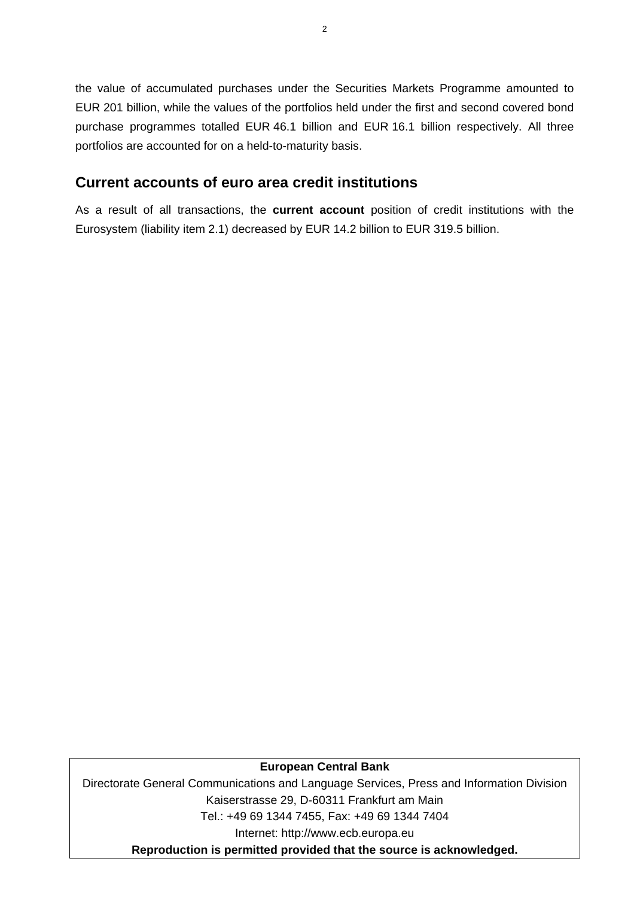the value of accumulated purchases under the Securities Markets Programme amounted to EUR 201 billion, while the values of the portfolios held under the first and second covered bond purchase programmes totalled EUR 46.1 billion and EUR 16.1 billion respectively. All three portfolios are accounted for on a held-to-maturity basis.

## Current accounts of euro area credit institutions

As a result of all transactions, the **current account** position of credit institutions with the Eurosystem (liability item 2.1) decreased by EUR 14.2 billion to EUR 319.5 billion.

**European Central Bank**
Directorate General Communications and Language Services, Press and Information Division
Kaiserstrasse 29, D-60311 Frankfurt am Main
Tel.: +49 69 1344 7455, Fax: +49 69 1344 7404
Internet: http://www.ecb.europa.eu
**Reproduction is permitted provided that the source is acknowledged.**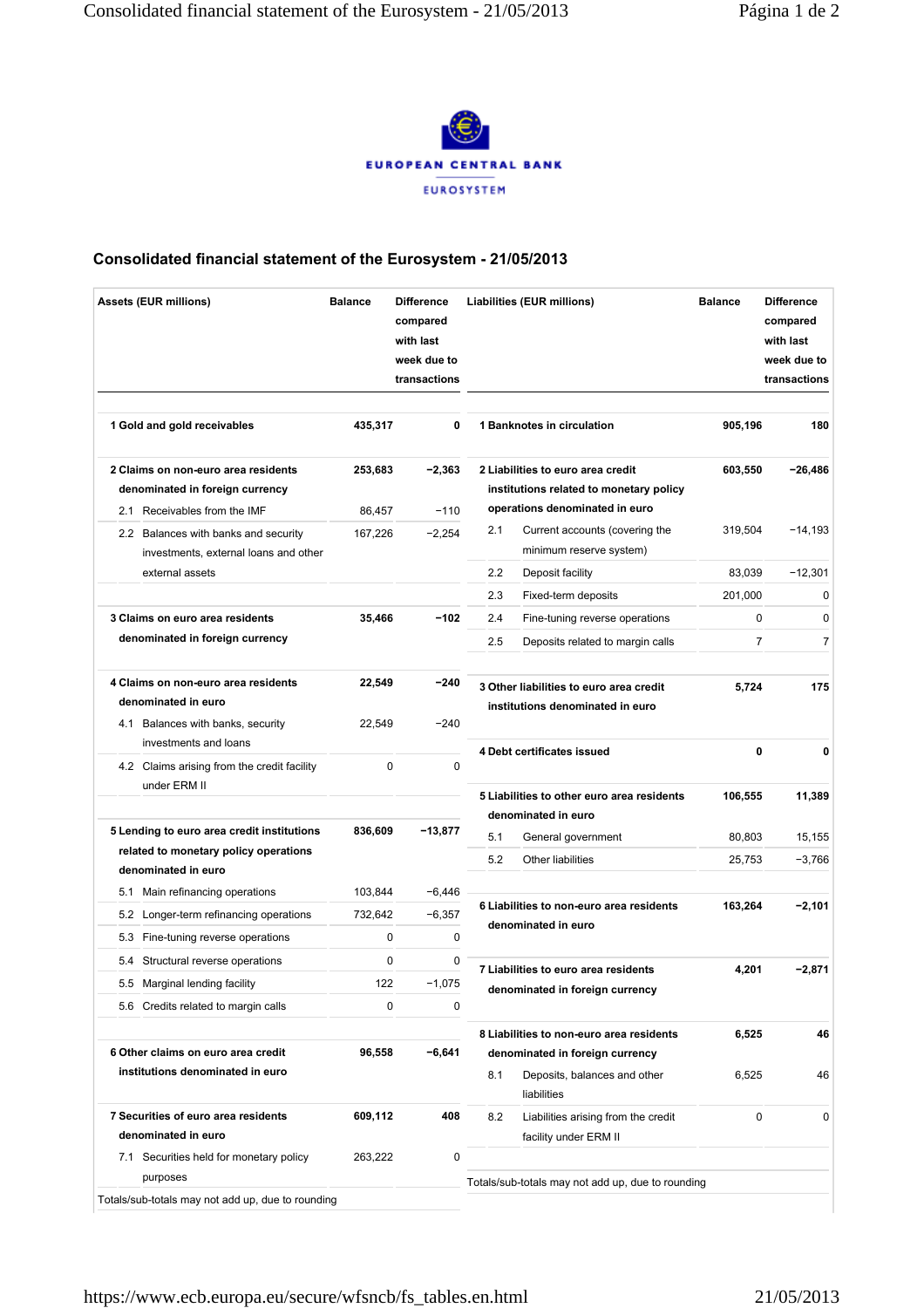EUROPEAN CENTRAL BANK

EUROSYSTEM

## Consolidated financial statement of the Eurosystem - 21/05/2013

| Assets (EUR millions) | Balance | Difference compared with last week due to transactions |
|---|---|---|
| **1 Gold and gold receivables** | **435,317** | **0** |
| **2 Claims on non-euro area residents denominated in foreign currency** | **253,683** | **−2,363** |
| 2.1 Receivables from the IMF | 86,457 | −110 |
| 2.2 Balances with banks and security investments, external loans and other external assets | 167,226 | −2,254 |
| **3 Claims on euro area residents denominated in foreign currency** | **35,466** | **−102** |
| **4 Claims on non-euro area residents denominated in euro** | **22,549** | **−240** |
| 4.1 Balances with banks, security investments and loans | 22,549 | −240 |
| 4.2 Claims arising from the credit facility under ERM II | 0 | 0 |
| **5 Lending to euro area credit institutions related to monetary policy operations denominated in euro** | **836,609** | **−13,877** |
| 5.1 Main refinancing operations | 103,844 | −6,446 |
| 5.2 Longer-term refinancing operations | 732,642 | −6,357 |
| 5.3 Fine-tuning reverse operations | 0 | 0 |
| 5.4 Structural reverse operations | 0 | 0 |
| 5.5 Marginal lending facility | 122 | −1,075 |
| 5.6 Credits related to margin calls | 0 | 0 |
| **6 Other claims on euro area credit institutions denominated in euro** | **96,558** | **−6,641** |
| **7 Securities of euro area residents denominated in euro** | **609,112** | **408** |
| 7.1 Securities held for monetary policy purposes | 263,222 | 0 |

Totals/sub-totals may not add up, due to rounding

| Liabilities (EUR millions) | Balance | Difference compared with last week due to transactions |
|---|---|---|
| **1 Banknotes in circulation** | **905,196** | **180** |
| **2 Liabilities to euro area credit institutions related to monetary policy operations denominated in euro** | **603,550** | **−26,486** |
| 2.1 Current accounts (covering the minimum reserve system) | 319,504 | −14,193 |
| 2.2 Deposit facility | 83,039 | −12,301 |
| 2.3 Fixed-term deposits | 201,000 | 0 |
| 2.4 Fine-tuning reverse operations | 0 | 0 |
| 2.5 Deposits related to margin calls | 7 | 7 |
| **3 Other liabilities to euro area credit institutions denominated in euro** | **5,724** | **175** |
| **4 Debt certificates issued** | **0** | **0** |
| **5 Liabilities to other euro area residents denominated in euro** | **106,555** | **11,389** |
| 5.1 General government | 80,803 | 15,155 |
| 5.2 Other liabilities | 25,753 | −3,766 |
| **6 Liabilities to non-euro area residents denominated in euro** | **163,264** | **−2,101** |
| **7 Liabilities to euro area residents denominated in foreign currency** | **4,201** | **−2,871** |
| **8 Liabilities to non-euro area residents denominated in foreign currency** | **6,525** | **46** |
| 8.1 Deposits, balances and other liabilities | 6,525 | 46 |
| 8.2 Liabilities arising from the credit facility under ERM II | 0 | 0 |

Totals/sub-totals may not add up, due to rounding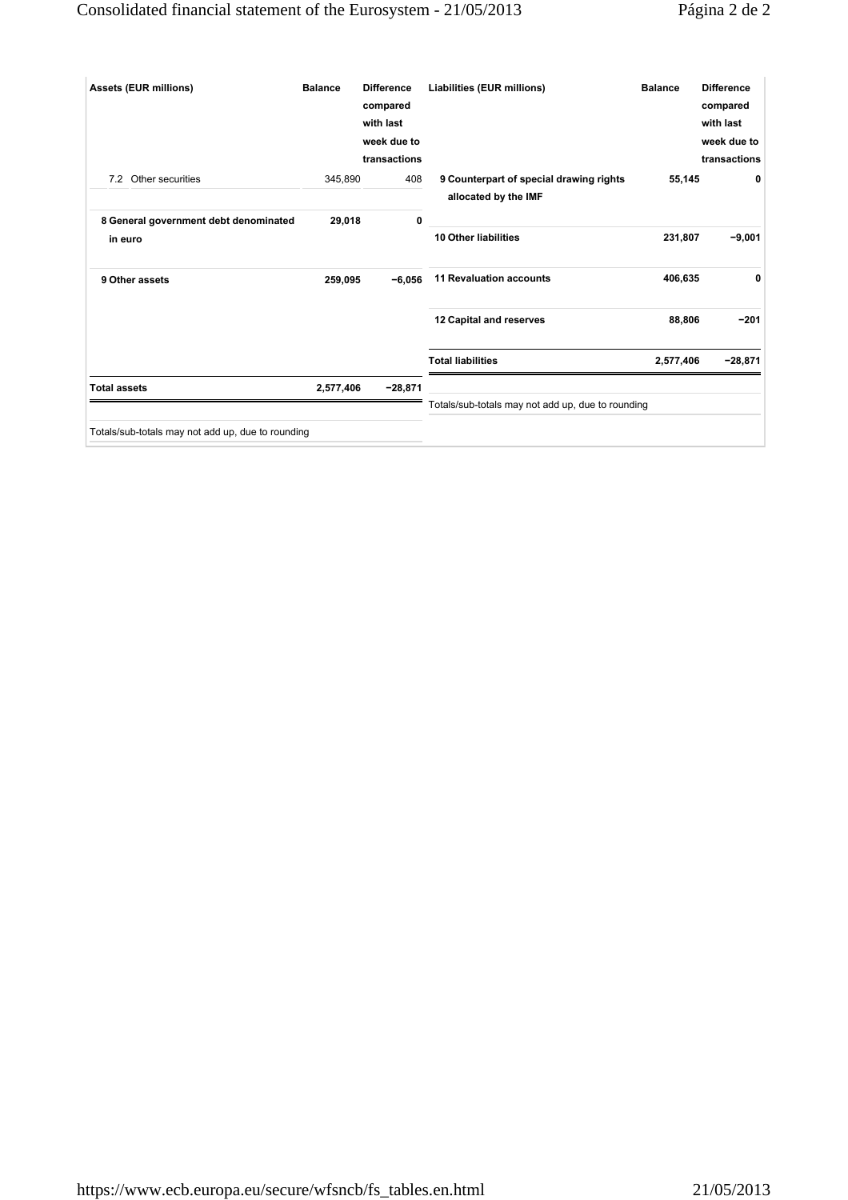| Assets (EUR millions) | Balance | Difference compared with last week due to transactions | Liabilities (EUR millions) | Balance | Difference compared with last week due to transactions |
|---|---|---|---|---|---|
| 7.2 Other securities | 345,890 | 408 | **9 Counterpart of special drawing rights allocated by the IMF** | **55,145** | **0** |
| **8 General government debt denominated in euro** | **29,018** | **0** | **10 Other liabilities** | **231,807** | **−9,001** |
| **9 Other assets** | **259,095** | **−6,056** | **11 Revaluation accounts** | **406,635** | **0** |
| | | | **12 Capital and reserves** | **88,806** | **−201** |
| | | | **Total liabilities** | **2,577,406** | **−28,871** |
| **Total assets** | **2,577,406** | **−28,871** | | | |

Totals/sub-totals may not add up, due to rounding

Totals/sub-totals may not add up, due to rounding